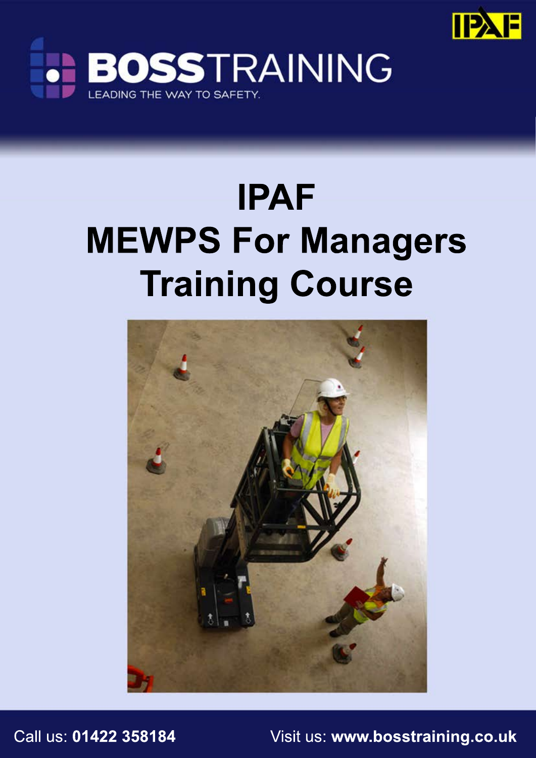BOSSTRAINING

LEADING THE WAY TO SAFETY.

# IPAF
# MEWPS For Managers Training Course

Call us: **01422 358184**

Visit us: **www.bosstraining.co.uk**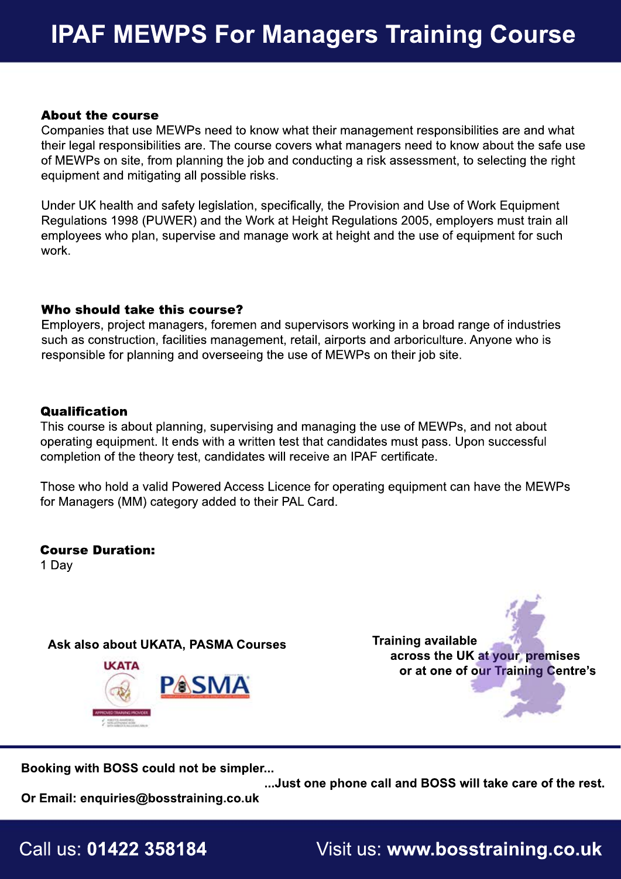# IPAF MEWPS For Managers Training Course

**About the course**

Companies that use MEWPs need to know what their management responsibilities are and what their legal responsibilities are. The course covers what managers need to know about the safe use of MEWPs on site, from planning the job and conducting a risk assessment, to selecting the right equipment and mitigating all possible risks.

Under UK health and safety legislation, specifically, the Provision and Use of Work Equipment Regulations 1998 (PUWER) and the Work at Height Regulations 2005, employers must train all employees who plan, supervise and manage work at height and the use of equipment for such work.

**Who should take this course?**

Employers, project managers, foremen and supervisors working in a broad range of industries such as construction, facilities management, retail, airports and arboriculture. Anyone who is responsible for planning and overseeing the use of MEWPs on their job site.

**Qualification**

This course is about planning, supervising and managing the use of MEWPs, and not about operating equipment. It ends with a written test that candidates must pass. Upon successful completion of the theory test, candidates will receive an IPAF certificate.

Those who hold a valid Powered Access Licence for operating equipment can have the MEWPs for Managers (MM) category added to their PAL Card.

**Course Duration:**

1 Day

**Ask also about UKATA, PASMA Courses**

**Training available across the UK at your premises or at one of our Training Centre's**

**Booking with BOSS could not be simpler...**

**...Just one phone call and BOSS will take care of the rest.**

**Or Email: enquiries@bosstraining.co.uk**

Call us: **01422 358184**

Visit us: **www.bosstraining.co.uk**